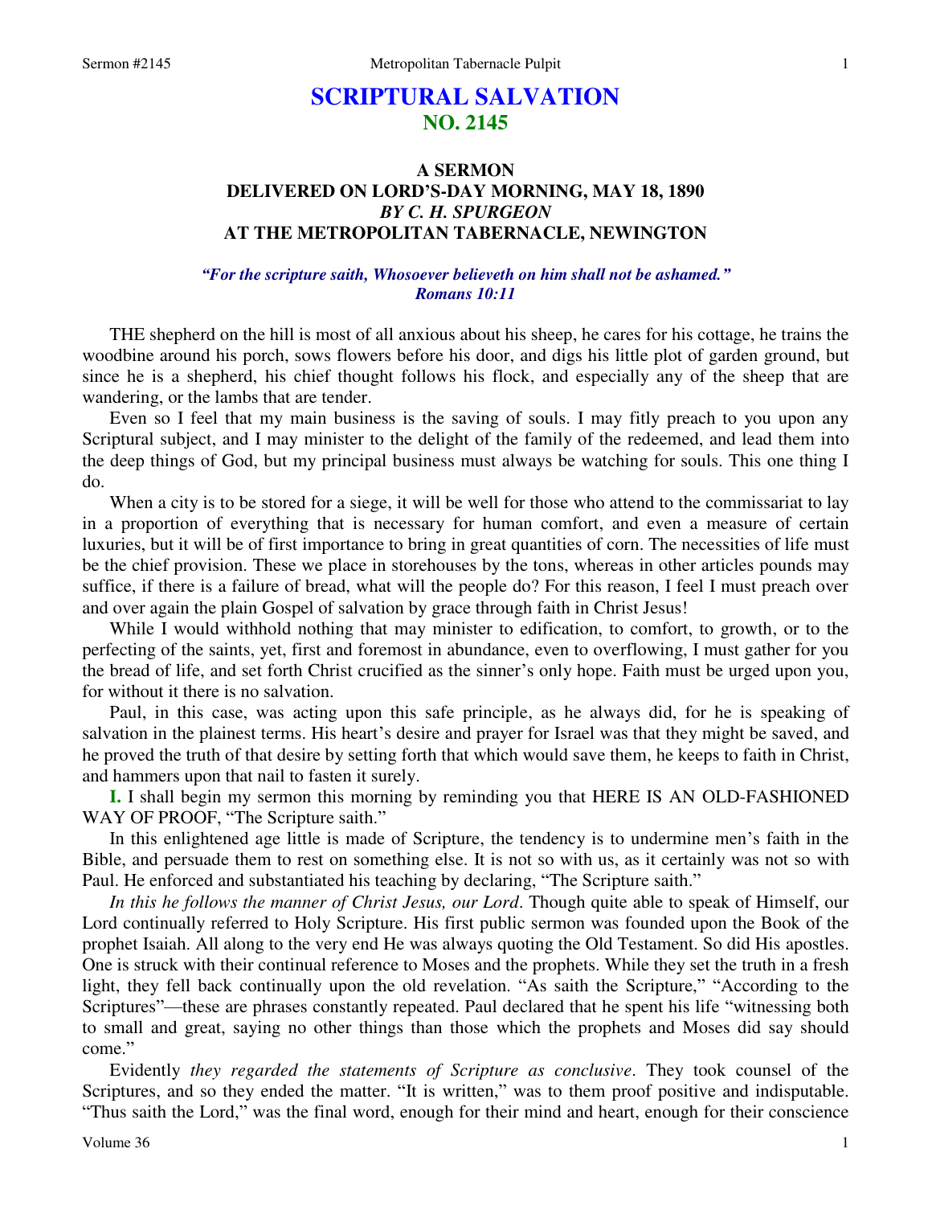# SCRIPTURAL SALVATION
## NO. 2145

### A SERMON
### DELIVERED ON LORD'S-DAY MORNING, MAY 18, 1890
### *BY C. H. SPURGEON*
### AT THE METROPOLITAN TABERNACLE, NEWINGTON

***"For the scripture saith, Whosoever believeth on him shall not be ashamed." Romans 10:11***

THE shepherd on the hill is most of all anxious about his sheep, he cares for his cottage, he trains the woodbine around his porch, sows flowers before his door, and digs his little plot of garden ground, but since he is a shepherd, his chief thought follows his flock, and especially any of the sheep that are wandering, or the lambs that are tender.

Even so I feel that my main business is the saving of souls. I may fitly preach to you upon any Scriptural subject, and I may minister to the delight of the family of the redeemed, and lead them into the deep things of God, but my principal business must always be watching for souls. This one thing I do.

When a city is to be stored for a siege, it will be well for those who attend to the commissariat to lay in a proportion of everything that is necessary for human comfort, and even a measure of certain luxuries, but it will be of first importance to bring in great quantities of corn. The necessities of life must be the chief provision. These we place in storehouses by the tons, whereas in other articles pounds may suffice, if there is a failure of bread, what will the people do? For this reason, I feel I must preach over and over again the plain Gospel of salvation by grace through faith in Christ Jesus!

While I would withhold nothing that may minister to edification, to comfort, to growth, or to the perfecting of the saints, yet, first and foremost in abundance, even to overflowing, I must gather for you the bread of life, and set forth Christ crucified as the sinner's only hope. Faith must be urged upon you, for without it there is no salvation.

Paul, in this case, was acting upon this safe principle, as he always did, for he is speaking of salvation in the plainest terms. His heart's desire and prayer for Israel was that they might be saved, and he proved the truth of that desire by setting forth that which would save them, he keeps to faith in Christ, and hammers upon that nail to fasten it surely.

**I.** I shall begin my sermon this morning by reminding you that HERE IS AN OLD-FASHIONED WAY OF PROOF, "The Scripture saith."

In this enlightened age little is made of Scripture, the tendency is to undermine men's faith in the Bible, and persuade them to rest on something else. It is not so with us, as it certainly was not so with Paul. He enforced and substantiated his teaching by declaring, "The Scripture saith."

*In this he follows the manner of Christ Jesus, our Lord*. Though quite able to speak of Himself, our Lord continually referred to Holy Scripture. His first public sermon was founded upon the Book of the prophet Isaiah. All along to the very end He was always quoting the Old Testament. So did His apostles. One is struck with their continual reference to Moses and the prophets. While they set the truth in a fresh light, they fell back continually upon the old revelation. "As saith the Scripture," "According to the Scriptures"—these are phrases constantly repeated. Paul declared that he spent his life "witnessing both to small and great, saying no other things than those which the prophets and Moses did say should come."

Evidently *they regarded the statements of Scripture as conclusive*. They took counsel of the Scriptures, and so they ended the matter. "It is written," was to them proof positive and indisputable. "Thus saith the Lord," was the final word, enough for their mind and heart, enough for their conscience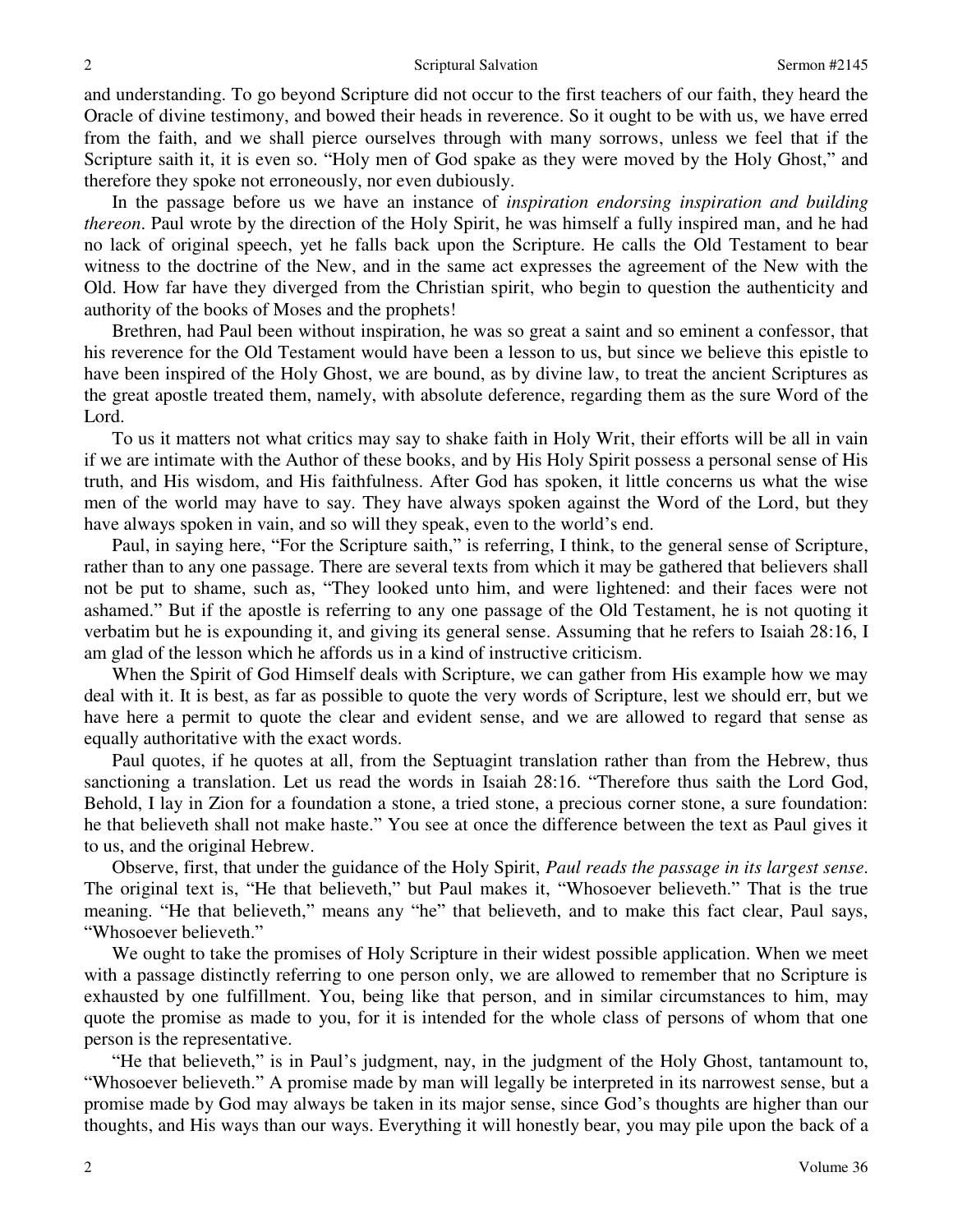and understanding. To go beyond Scripture did not occur to the first teachers of our faith, they heard the Oracle of divine testimony, and bowed their heads in reverence. So it ought to be with us, we have erred from the faith, and we shall pierce ourselves through with many sorrows, unless we feel that if the Scripture saith it, it is even so. "Holy men of God spake as they were moved by the Holy Ghost," and therefore they spoke not erroneously, nor even dubiously.

In the passage before us we have an instance of *inspiration endorsing inspiration and building thereon*. Paul wrote by the direction of the Holy Spirit, he was himself a fully inspired man, and he had no lack of original speech, yet he falls back upon the Scripture. He calls the Old Testament to bear witness to the doctrine of the New, and in the same act expresses the agreement of the New with the Old. How far have they diverged from the Christian spirit, who begin to question the authenticity and authority of the books of Moses and the prophets!

Brethren, had Paul been without inspiration, he was so great a saint and so eminent a confessor, that his reverence for the Old Testament would have been a lesson to us, but since we believe this epistle to have been inspired of the Holy Ghost, we are bound, as by divine law, to treat the ancient Scriptures as the great apostle treated them, namely, with absolute deference, regarding them as the sure Word of the Lord.

To us it matters not what critics may say to shake faith in Holy Writ, their efforts will be all in vain if we are intimate with the Author of these books, and by His Holy Spirit possess a personal sense of His truth, and His wisdom, and His faithfulness. After God has spoken, it little concerns us what the wise men of the world may have to say. They have always spoken against the Word of the Lord, but they have always spoken in vain, and so will they speak, even to the world's end.

Paul, in saying here, "For the Scripture saith," is referring, I think, to the general sense of Scripture, rather than to any one passage. There are several texts from which it may be gathered that believers shall not be put to shame, such as, "They looked unto him, and were lightened: and their faces were not ashamed." But if the apostle is referring to any one passage of the Old Testament, he is not quoting it verbatim but he is expounding it, and giving its general sense. Assuming that he refers to Isaiah 28:16, I am glad of the lesson which he affords us in a kind of instructive criticism.

When the Spirit of God Himself deals with Scripture, we can gather from His example how we may deal with it. It is best, as far as possible to quote the very words of Scripture, lest we should err, but we have here a permit to quote the clear and evident sense, and we are allowed to regard that sense as equally authoritative with the exact words.

Paul quotes, if he quotes at all, from the Septuagint translation rather than from the Hebrew, thus sanctioning a translation. Let us read the words in Isaiah 28:16. "Therefore thus saith the Lord God, Behold, I lay in Zion for a foundation a stone, a tried stone, a precious corner stone, a sure foundation: he that believeth shall not make haste." You see at once the difference between the text as Paul gives it to us, and the original Hebrew.

Observe, first, that under the guidance of the Holy Spirit, *Paul reads the passage in its largest sense*. The original text is, "He that believeth," but Paul makes it, "Whosoever believeth." That is the true meaning. "He that believeth," means any "he" that believeth, and to make this fact clear, Paul says, "Whosoever believeth."

We ought to take the promises of Holy Scripture in their widest possible application. When we meet with a passage distinctly referring to one person only, we are allowed to remember that no Scripture is exhausted by one fulfillment. You, being like that person, and in similar circumstances to him, may quote the promise as made to you, for it is intended for the whole class of persons of whom that one person is the representative.

"He that believeth," is in Paul's judgment, nay, in the judgment of the Holy Ghost, tantamount to, "Whosoever believeth." A promise made by man will legally be interpreted in its narrowest sense, but a promise made by God may always be taken in its major sense, since God's thoughts are higher than our thoughts, and His ways than our ways. Everything it will honestly bear, you may pile upon the back of a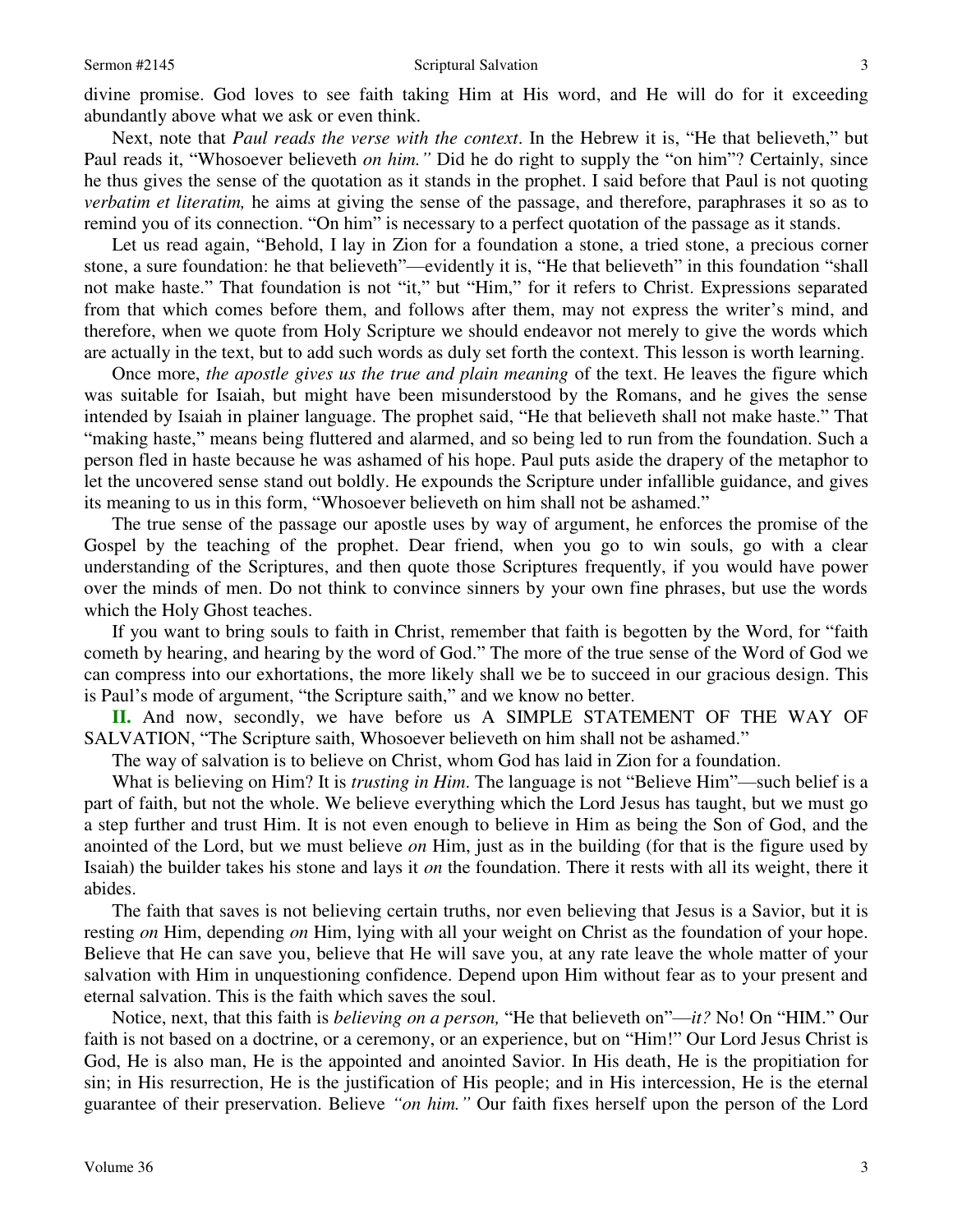divine promise. God loves to see faith taking Him at His word, and He will do for it exceeding abundantly above what we ask or even think.

Next, note that *Paul reads the verse with the context*. In the Hebrew it is, "He that believeth," but Paul reads it, "Whosoever believeth *on him."* Did he do right to supply the "on him"? Certainly, since he thus gives the sense of the quotation as it stands in the prophet. I said before that Paul is not quoting *verbatim et literatim,* he aims at giving the sense of the passage, and therefore, paraphrases it so as to remind you of its connection. "On him" is necessary to a perfect quotation of the passage as it stands.

Let us read again, "Behold, I lay in Zion for a foundation a stone, a tried stone, a precious corner stone, a sure foundation: he that believeth"—evidently it is, "He that believeth" in this foundation "shall not make haste." That foundation is not "it," but "Him," for it refers to Christ. Expressions separated from that which comes before them, and follows after them, may not express the writer's mind, and therefore, when we quote from Holy Scripture we should endeavor not merely to give the words which are actually in the text, but to add such words as duly set forth the context. This lesson is worth learning.

Once more, *the apostle gives us the true and plain meaning* of the text. He leaves the figure which was suitable for Isaiah, but might have been misunderstood by the Romans, and he gives the sense intended by Isaiah in plainer language. The prophet said, "He that believeth shall not make haste." That "making haste," means being fluttered and alarmed, and so being led to run from the foundation. Such a person fled in haste because he was ashamed of his hope. Paul puts aside the drapery of the metaphor to let the uncovered sense stand out boldly. He expounds the Scripture under infallible guidance, and gives its meaning to us in this form, "Whosoever believeth on him shall not be ashamed."

The true sense of the passage our apostle uses by way of argument, he enforces the promise of the Gospel by the teaching of the prophet. Dear friend, when you go to win souls, go with a clear understanding of the Scriptures, and then quote those Scriptures frequently, if you would have power over the minds of men. Do not think to convince sinners by your own fine phrases, but use the words which the Holy Ghost teaches.

If you want to bring souls to faith in Christ, remember that faith is begotten by the Word, for "faith cometh by hearing, and hearing by the word of God." The more of the true sense of the Word of God we can compress into our exhortations, the more likely shall we be to succeed in our gracious design. This is Paul's mode of argument, "the Scripture saith," and we know no better.

**II.** And now, secondly, we have before us A SIMPLE STATEMENT OF THE WAY OF SALVATION, "The Scripture saith, Whosoever believeth on him shall not be ashamed."

The way of salvation is to believe on Christ, whom God has laid in Zion for a foundation.

What is believing on Him? It is *trusting in Him*. The language is not "Believe Him"—such belief is a part of faith, but not the whole. We believe everything which the Lord Jesus has taught, but we must go a step further and trust Him. It is not even enough to believe in Him as being the Son of God, and the anointed of the Lord, but we must believe *on* Him, just as in the building (for that is the figure used by Isaiah) the builder takes his stone and lays it *on* the foundation. There it rests with all its weight, there it abides.

The faith that saves is not believing certain truths, nor even believing that Jesus is a Savior, but it is resting *on* Him, depending *on* Him, lying with all your weight on Christ as the foundation of your hope. Believe that He can save you, believe that He will save you, at any rate leave the whole matter of your salvation with Him in unquestioning confidence. Depend upon Him without fear as to your present and eternal salvation. This is the faith which saves the soul.

Notice, next, that this faith is *believing on a person,* "He that believeth on"—*it?* No! On "HIM." Our faith is not based on a doctrine, or a ceremony, or an experience, but on "Him!" Our Lord Jesus Christ is God, He is also man, He is the appointed and anointed Savior. In His death, He is the propitiation for sin; in His resurrection, He is the justification of His people; and in His intercession, He is the eternal guarantee of their preservation. Believe *"on him."* Our faith fixes herself upon the person of the Lord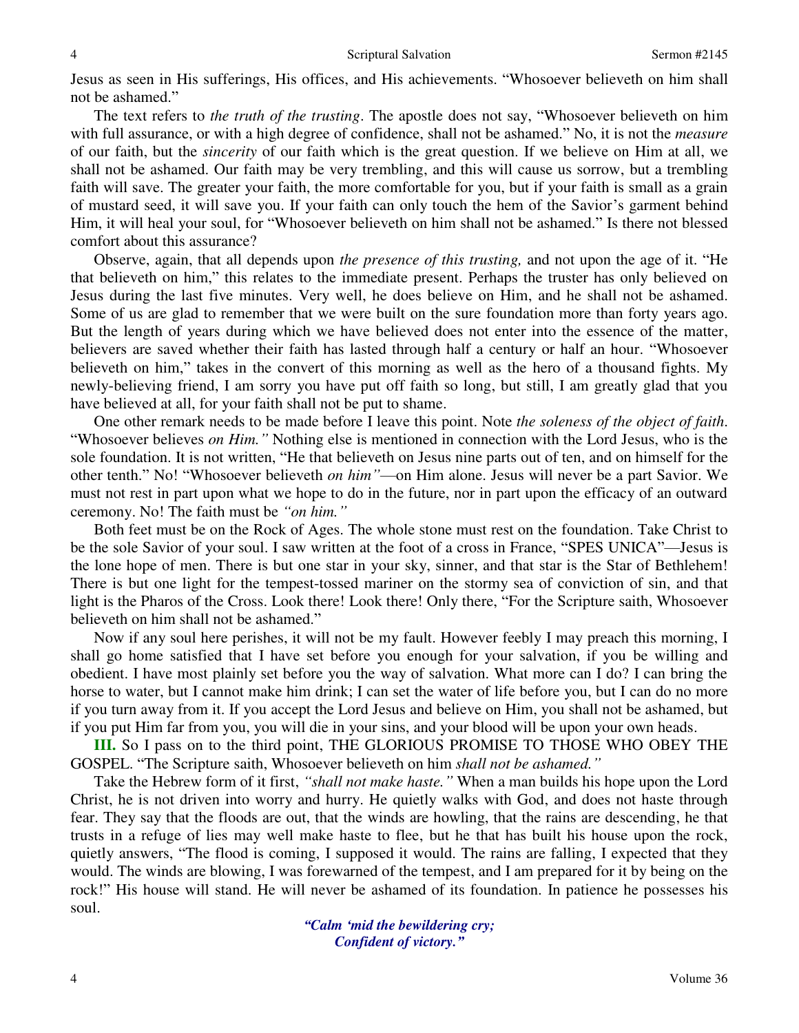Jesus as seen in His sufferings, His offices, and His achievements. "Whosoever believeth on him shall not be ashamed."

The text refers to *the truth of the trusting*. The apostle does not say, "Whosoever believeth on him with full assurance, or with a high degree of confidence, shall not be ashamed." No, it is not the *measure* of our faith, but the *sincerity* of our faith which is the great question. If we believe on Him at all, we shall not be ashamed. Our faith may be very trembling, and this will cause us sorrow, but a trembling faith will save. The greater your faith, the more comfortable for you, but if your faith is small as a grain of mustard seed, it will save you. If your faith can only touch the hem of the Savior's garment behind Him, it will heal your soul, for "Whosoever believeth on him shall not be ashamed." Is there not blessed comfort about this assurance?

Observe, again, that all depends upon *the presence of this trusting,* and not upon the age of it. "He that believeth on him," this relates to the immediate present. Perhaps the truster has only believed on Jesus during the last five minutes. Very well, he does believe on Him, and he shall not be ashamed. Some of us are glad to remember that we were built on the sure foundation more than forty years ago. But the length of years during which we have believed does not enter into the essence of the matter, believers are saved whether their faith has lasted through half a century or half an hour. "Whosoever believeth on him," takes in the convert of this morning as well as the hero of a thousand fights. My newly-believing friend, I am sorry you have put off faith so long, but still, I am greatly glad that you have believed at all, for your faith shall not be put to shame.

One other remark needs to be made before I leave this point. Note *the soleness of the object of faith*. "Whosoever believes *on Him."* Nothing else is mentioned in connection with the Lord Jesus, who is the sole foundation. It is not written, "He that believeth on Jesus nine parts out of ten, and on himself for the other tenth." No! "Whosoever believeth *on him"*—on Him alone. Jesus will never be a part Savior. We must not rest in part upon what we hope to do in the future, nor in part upon the efficacy of an outward ceremony. No! The faith must be *"on him."*

Both feet must be on the Rock of Ages. The whole stone must rest on the foundation. Take Christ to be the sole Savior of your soul. I saw written at the foot of a cross in France, "SPES UNICA"—Jesus is the lone hope of men. There is but one star in your sky, sinner, and that star is the Star of Bethlehem! There is but one light for the tempest-tossed mariner on the stormy sea of conviction of sin, and that light is the Pharos of the Cross. Look there! Look there! Only there, "For the Scripture saith, Whosoever believeth on him shall not be ashamed."

Now if any soul here perishes, it will not be my fault. However feebly I may preach this morning, I shall go home satisfied that I have set before you enough for your salvation, if you be willing and obedient. I have most plainly set before you the way of salvation. What more can I do? I can bring the horse to water, but I cannot make him drink; I can set the water of life before you, but I can do no more if you turn away from it. If you accept the Lord Jesus and believe on Him, you shall not be ashamed, but if you put Him far from you, you will die in your sins, and your blood will be upon your own heads.

**III.** So I pass on to the third point, THE GLORIOUS PROMISE TO THOSE WHO OBEY THE GOSPEL. "The Scripture saith, Whosoever believeth on him *shall not be ashamed."*

Take the Hebrew form of it first, *"shall not make haste."* When a man builds his hope upon the Lord Christ, he is not driven into worry and hurry. He quietly walks with God, and does not haste through fear. They say that the floods are out, that the winds are howling, that the rains are descending, he that trusts in a refuge of lies may well make haste to flee, but he that has built his house upon the rock, quietly answers, "The flood is coming, I supposed it would. The rains are falling, I expected that they would. The winds are blowing, I was forewarned of the tempest, and I am prepared for it by being on the rock!" His house will stand. He will never be ashamed of its foundation. In patience he possesses his soul.

> ***"Calm 'mid the bewildering cry;***
> ***Confident of victory."***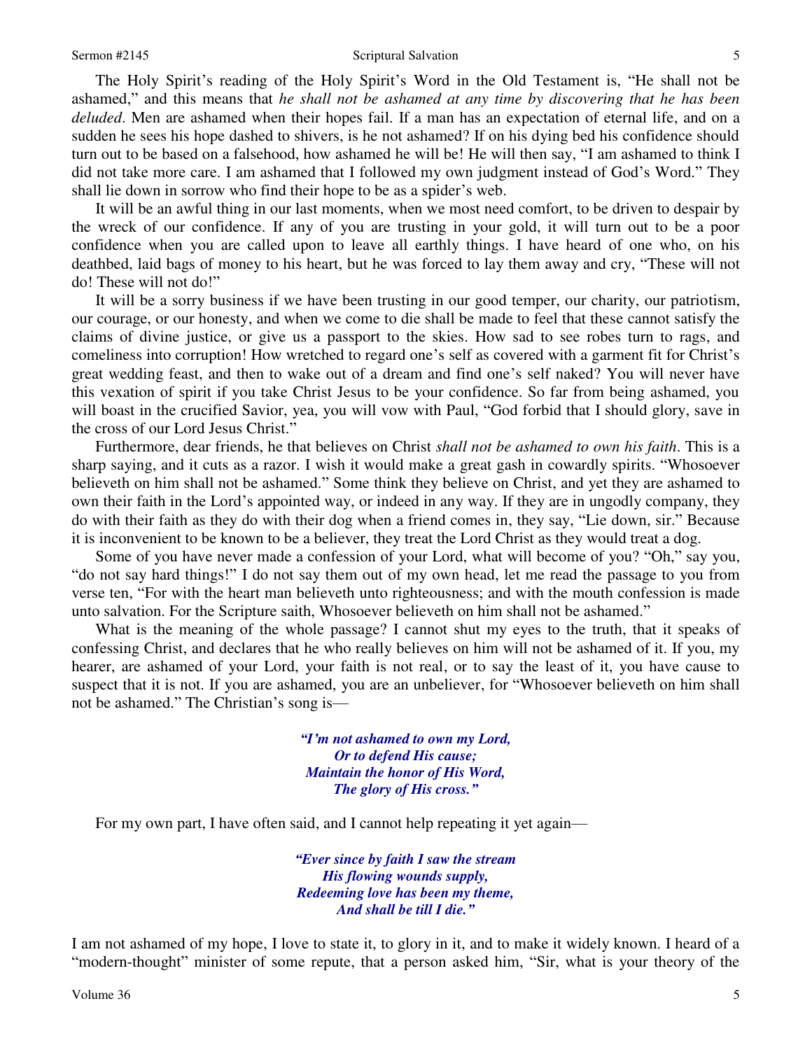The Holy Spirit's reading of the Holy Spirit's Word in the Old Testament is, "He shall not be ashamed," and this means that *he shall not be ashamed at any time by discovering that he has been deluded*. Men are ashamed when their hopes fail. If a man has an expectation of eternal life, and on a sudden he sees his hope dashed to shivers, is he not ashamed? If on his dying bed his confidence should turn out to be based on a falsehood, how ashamed he will be! He will then say, "I am ashamed to think I did not take more care. I am ashamed that I followed my own judgment instead of God's Word." They shall lie down in sorrow who find their hope to be as a spider's web.

It will be an awful thing in our last moments, when we most need comfort, to be driven to despair by the wreck of our confidence. If any of you are trusting in your gold, it will turn out to be a poor confidence when you are called upon to leave all earthly things. I have heard of one who, on his deathbed, laid bags of money to his heart, but he was forced to lay them away and cry, "These will not do! These will not do!"

It will be a sorry business if we have been trusting in our good temper, our charity, our patriotism, our courage, or our honesty, and when we come to die shall be made to feel that these cannot satisfy the claims of divine justice, or give us a passport to the skies. How sad to see robes turn to rags, and comeliness into corruption! How wretched to regard one's self as covered with a garment fit for Christ's great wedding feast, and then to wake out of a dream and find one's self naked? You will never have this vexation of spirit if you take Christ Jesus to be your confidence. So far from being ashamed, you will boast in the crucified Savior, yea, you will vow with Paul, "God forbid that I should glory, save in the cross of our Lord Jesus Christ."

Furthermore, dear friends, he that believes on Christ *shall not be ashamed to own his faith*. This is a sharp saying, and it cuts as a razor. I wish it would make a great gash in cowardly spirits. "Whosoever believeth on him shall not be ashamed." Some think they believe on Christ, and yet they are ashamed to own their faith in the Lord's appointed way, or indeed in any way. If they are in ungodly company, they do with their faith as they do with their dog when a friend comes in, they say, "Lie down, sir." Because it is inconvenient to be known to be a believer, they treat the Lord Christ as they would treat a dog.

Some of you have never made a confession of your Lord, what will become of you? "Oh," say you, "do not say hard things!" I do not say them out of my own head, let me read the passage to you from verse ten, "For with the heart man believeth unto righteousness; and with the mouth confession is made unto salvation. For the Scripture saith, Whosoever believeth on him shall not be ashamed."

What is the meaning of the whole passage? I cannot shut my eyes to the truth, that it speaks of confessing Christ, and declares that he who really believes on him will not be ashamed of it. If you, my hearer, are ashamed of your Lord, your faith is not real, or to say the least of it, you have cause to suspect that it is not. If you are ashamed, you are an unbeliever, for "Whosoever believeth on him shall not be ashamed." The Christian's song is—

> ***"I'm not ashamed to own my Lord,***
> ***Or to defend His cause;***
> ***Maintain the honor of His Word,***
> ***The glory of His cross."***

For my own part, I have often said, and I cannot help repeating it yet again—

> ***"Ever since by faith I saw the stream***
> ***His flowing wounds supply,***
> ***Redeeming love has been my theme,***
> ***And shall be till I die."***

I am not ashamed of my hope, I love to state it, to glory in it, and to make it widely known. I heard of a "modern-thought" minister of some repute, that a person asked him, "Sir, what is your theory of the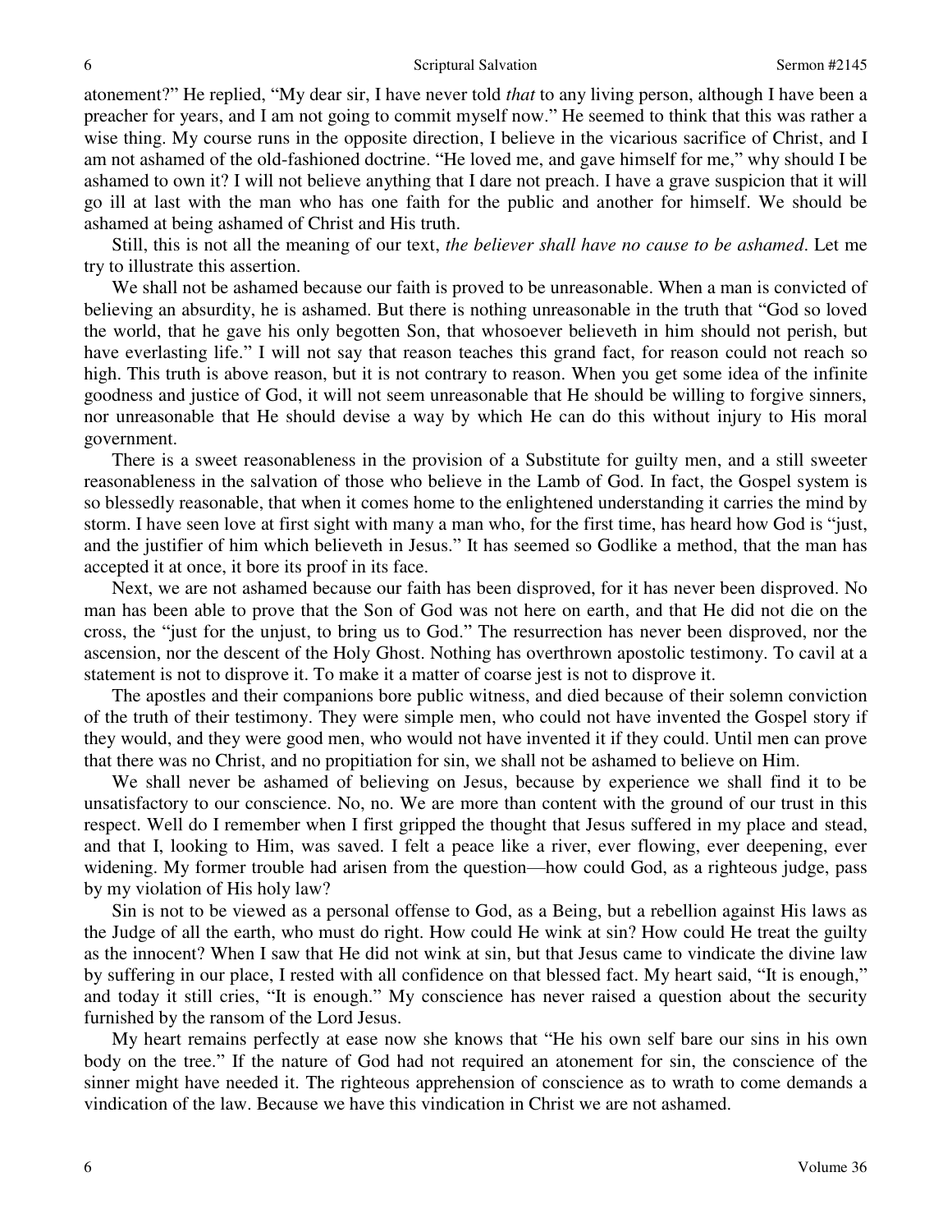atonement?" He replied, "My dear sir, I have never told *that* to any living person, although I have been a preacher for years, and I am not going to commit myself now." He seemed to think that this was rather a wise thing. My course runs in the opposite direction, I believe in the vicarious sacrifice of Christ, and I am not ashamed of the old-fashioned doctrine. "He loved me, and gave himself for me," why should I be ashamed to own it? I will not believe anything that I dare not preach. I have a grave suspicion that it will go ill at last with the man who has one faith for the public and another for himself. We should be ashamed at being ashamed of Christ and His truth.

Still, this is not all the meaning of our text, *the believer shall have no cause to be ashamed*. Let me try to illustrate this assertion.

We shall not be ashamed because our faith is proved to be unreasonable. When a man is convicted of believing an absurdity, he is ashamed. But there is nothing unreasonable in the truth that "God so loved the world, that he gave his only begotten Son, that whosoever believeth in him should not perish, but have everlasting life." I will not say that reason teaches this grand fact, for reason could not reach so high. This truth is above reason, but it is not contrary to reason. When you get some idea of the infinite goodness and justice of God, it will not seem unreasonable that He should be willing to forgive sinners, nor unreasonable that He should devise a way by which He can do this without injury to His moral government.

There is a sweet reasonableness in the provision of a Substitute for guilty men, and a still sweeter reasonableness in the salvation of those who believe in the Lamb of God. In fact, the Gospel system is so blessedly reasonable, that when it comes home to the enlightened understanding it carries the mind by storm. I have seen love at first sight with many a man who, for the first time, has heard how God is "just, and the justifier of him which believeth in Jesus." It has seemed so Godlike a method, that the man has accepted it at once, it bore its proof in its face.

Next, we are not ashamed because our faith has been disproved, for it has never been disproved. No man has been able to prove that the Son of God was not here on earth, and that He did not die on the cross, the "just for the unjust, to bring us to God." The resurrection has never been disproved, nor the ascension, nor the descent of the Holy Ghost. Nothing has overthrown apostolic testimony. To cavil at a statement is not to disprove it. To make it a matter of coarse jest is not to disprove it.

The apostles and their companions bore public witness, and died because of their solemn conviction of the truth of their testimony. They were simple men, who could not have invented the Gospel story if they would, and they were good men, who would not have invented it if they could. Until men can prove that there was no Christ, and no propitiation for sin, we shall not be ashamed to believe on Him.

We shall never be ashamed of believing on Jesus, because by experience we shall find it to be unsatisfactory to our conscience. No, no. We are more than content with the ground of our trust in this respect. Well do I remember when I first gripped the thought that Jesus suffered in my place and stead, and that I, looking to Him, was saved. I felt a peace like a river, ever flowing, ever deepening, ever widening. My former trouble had arisen from the question—how could God, as a righteous judge, pass by my violation of His holy law?

Sin is not to be viewed as a personal offense to God, as a Being, but a rebellion against His laws as the Judge of all the earth, who must do right. How could He wink at sin? How could He treat the guilty as the innocent? When I saw that He did not wink at sin, but that Jesus came to vindicate the divine law by suffering in our place, I rested with all confidence on that blessed fact. My heart said, "It is enough," and today it still cries, "It is enough." My conscience has never raised a question about the security furnished by the ransom of the Lord Jesus.

My heart remains perfectly at ease now she knows that "He his own self bare our sins in his own body on the tree." If the nature of God had not required an atonement for sin, the conscience of the sinner might have needed it. The righteous apprehension of conscience as to wrath to come demands a vindication of the law. Because we have this vindication in Christ we are not ashamed.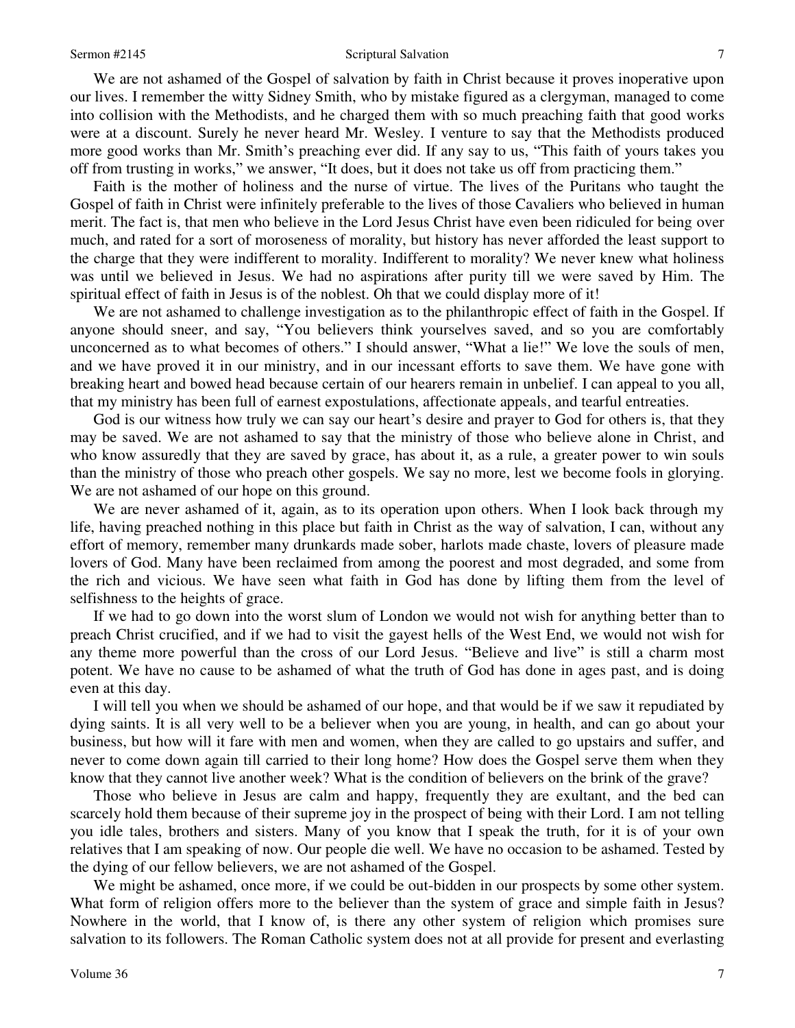We are not ashamed of the Gospel of salvation by faith in Christ because it proves inoperative upon our lives. I remember the witty Sidney Smith, who by mistake figured as a clergyman, managed to come into collision with the Methodists, and he charged them with so much preaching faith that good works were at a discount. Surely he never heard Mr. Wesley. I venture to say that the Methodists produced more good works than Mr. Smith's preaching ever did. If any say to us, "This faith of yours takes you off from trusting in works," we answer, "It does, but it does not take us off from practicing them."

Faith is the mother of holiness and the nurse of virtue. The lives of the Puritans who taught the Gospel of faith in Christ were infinitely preferable to the lives of those Cavaliers who believed in human merit. The fact is, that men who believe in the Lord Jesus Christ have even been ridiculed for being over much, and rated for a sort of moroseness of morality, but history has never afforded the least support to the charge that they were indifferent to morality. Indifferent to morality? We never knew what holiness was until we believed in Jesus. We had no aspirations after purity till we were saved by Him. The spiritual effect of faith in Jesus is of the noblest. Oh that we could display more of it!

We are not ashamed to challenge investigation as to the philanthropic effect of faith in the Gospel. If anyone should sneer, and say, "You believers think yourselves saved, and so you are comfortably unconcerned as to what becomes of others." I should answer, "What a lie!" We love the souls of men, and we have proved it in our ministry, and in our incessant efforts to save them. We have gone with breaking heart and bowed head because certain of our hearers remain in unbelief. I can appeal to you all, that my ministry has been full of earnest expostulations, affectionate appeals, and tearful entreaties.

God is our witness how truly we can say our heart's desire and prayer to God for others is, that they may be saved. We are not ashamed to say that the ministry of those who believe alone in Christ, and who know assuredly that they are saved by grace, has about it, as a rule, a greater power to win souls than the ministry of those who preach other gospels. We say no more, lest we become fools in glorying. We are not ashamed of our hope on this ground.

We are never ashamed of it, again, as to its operation upon others. When I look back through my life, having preached nothing in this place but faith in Christ as the way of salvation, I can, without any effort of memory, remember many drunkards made sober, harlots made chaste, lovers of pleasure made lovers of God. Many have been reclaimed from among the poorest and most degraded, and some from the rich and vicious. We have seen what faith in God has done by lifting them from the level of selfishness to the heights of grace.

If we had to go down into the worst slum of London we would not wish for anything better than to preach Christ crucified, and if we had to visit the gayest hells of the West End, we would not wish for any theme more powerful than the cross of our Lord Jesus. "Believe and live" is still a charm most potent. We have no cause to be ashamed of what the truth of God has done in ages past, and is doing even at this day.

I will tell you when we should be ashamed of our hope, and that would be if we saw it repudiated by dying saints. It is all very well to be a believer when you are young, in health, and can go about your business, but how will it fare with men and women, when they are called to go upstairs and suffer, and never to come down again till carried to their long home? How does the Gospel serve them when they know that they cannot live another week? What is the condition of believers on the brink of the grave?

Those who believe in Jesus are calm and happy, frequently they are exultant, and the bed can scarcely hold them because of their supreme joy in the prospect of being with their Lord. I am not telling you idle tales, brothers and sisters. Many of you know that I speak the truth, for it is of your own relatives that I am speaking of now. Our people die well. We have no occasion to be ashamed. Tested by the dying of our fellow believers, we are not ashamed of the Gospel.

We might be ashamed, once more, if we could be out-bidden in our prospects by some other system. What form of religion offers more to the believer than the system of grace and simple faith in Jesus? Nowhere in the world, that I know of, is there any other system of religion which promises sure salvation to its followers. The Roman Catholic system does not at all provide for present and everlasting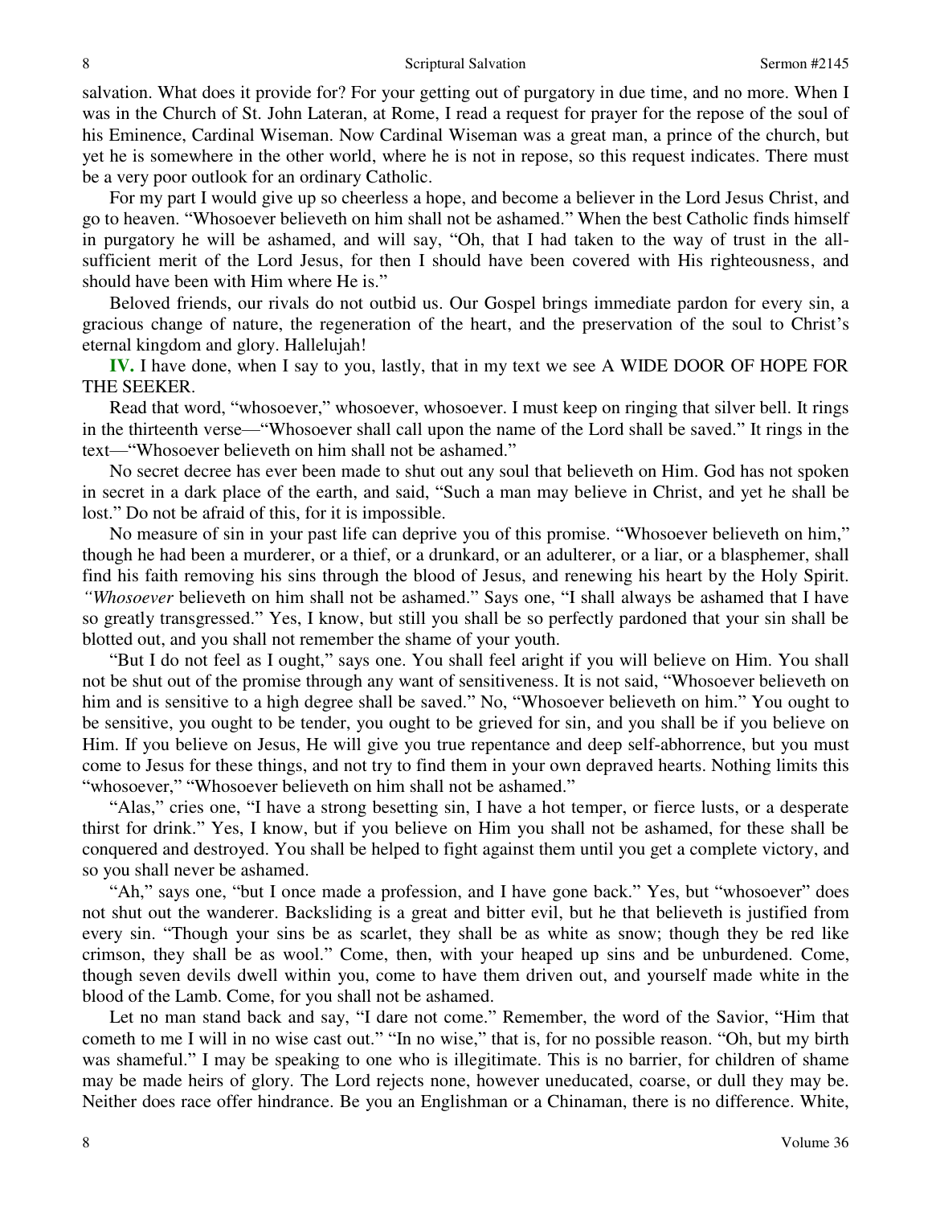salvation. What does it provide for? For your getting out of purgatory in due time, and no more. When I was in the Church of St. John Lateran, at Rome, I read a request for prayer for the repose of the soul of his Eminence, Cardinal Wiseman. Now Cardinal Wiseman was a great man, a prince of the church, but yet he is somewhere in the other world, where he is not in repose, so this request indicates. There must be a very poor outlook for an ordinary Catholic.

For my part I would give up so cheerless a hope, and become a believer in the Lord Jesus Christ, and go to heaven. "Whosoever believeth on him shall not be ashamed." When the best Catholic finds himself in purgatory he will be ashamed, and will say, "Oh, that I had taken to the way of trust in the all-sufficient merit of the Lord Jesus, for then I should have been covered with His righteousness, and should have been with Him where He is."

Beloved friends, our rivals do not outbid us. Our Gospel brings immediate pardon for every sin, a gracious change of nature, the regeneration of the heart, and the preservation of the soul to Christ's eternal kingdom and glory. Hallelujah!

**IV.** I have done, when I say to you, lastly, that in my text we see A WIDE DOOR OF HOPE FOR THE SEEKER.

Read that word, "whosoever," whosoever, whosoever. I must keep on ringing that silver bell. It rings in the thirteenth verse—"Whosoever shall call upon the name of the Lord shall be saved." It rings in the text—"Whosoever believeth on him shall not be ashamed."

No secret decree has ever been made to shut out any soul that believeth on Him. God has not spoken in secret in a dark place of the earth, and said, "Such a man may believe in Christ, and yet he shall be lost." Do not be afraid of this, for it is impossible.

No measure of sin in your past life can deprive you of this promise. "Whosoever believeth on him," though he had been a murderer, or a thief, or a drunkard, or an adulterer, or a liar, or a blasphemer, shall find his faith removing his sins through the blood of Jesus, and renewing his heart by the Holy Spirit. *"Whosoever* believeth on him shall not be ashamed." Says one, "I shall always be ashamed that I have so greatly transgressed." Yes, I know, but still you shall be so perfectly pardoned that your sin shall be blotted out, and you shall not remember the shame of your youth.

"But I do not feel as I ought," says one. You shall feel aright if you will believe on Him. You shall not be shut out of the promise through any want of sensitiveness. It is not said, "Whosoever believeth on him and is sensitive to a high degree shall be saved." No, "Whosoever believeth on him." You ought to be sensitive, you ought to be tender, you ought to be grieved for sin, and you shall be if you believe on Him. If you believe on Jesus, He will give you true repentance and deep self-abhorrence, but you must come to Jesus for these things, and not try to find them in your own depraved hearts. Nothing limits this "whosoever," "Whosoever believeth on him shall not be ashamed."

"Alas," cries one, "I have a strong besetting sin, I have a hot temper, or fierce lusts, or a desperate thirst for drink." Yes, I know, but if you believe on Him you shall not be ashamed, for these shall be conquered and destroyed. You shall be helped to fight against them until you get a complete victory, and so you shall never be ashamed.

"Ah," says one, "but I once made a profession, and I have gone back." Yes, but "whosoever" does not shut out the wanderer. Backsliding is a great and bitter evil, but he that believeth is justified from every sin. "Though your sins be as scarlet, they shall be as white as snow; though they be red like crimson, they shall be as wool." Come, then, with your heaped up sins and be unburdened. Come, though seven devils dwell within you, come to have them driven out, and yourself made white in the blood of the Lamb. Come, for you shall not be ashamed.

Let no man stand back and say, "I dare not come." Remember, the word of the Savior, "Him that cometh to me I will in no wise cast out." "In no wise," that is, for no possible reason. "Oh, but my birth was shameful." I may be speaking to one who is illegitimate. This is no barrier, for children of shame may be made heirs of glory. The Lord rejects none, however uneducated, coarse, or dull they may be. Neither does race offer hindrance. Be you an Englishman or a Chinaman, there is no difference. White,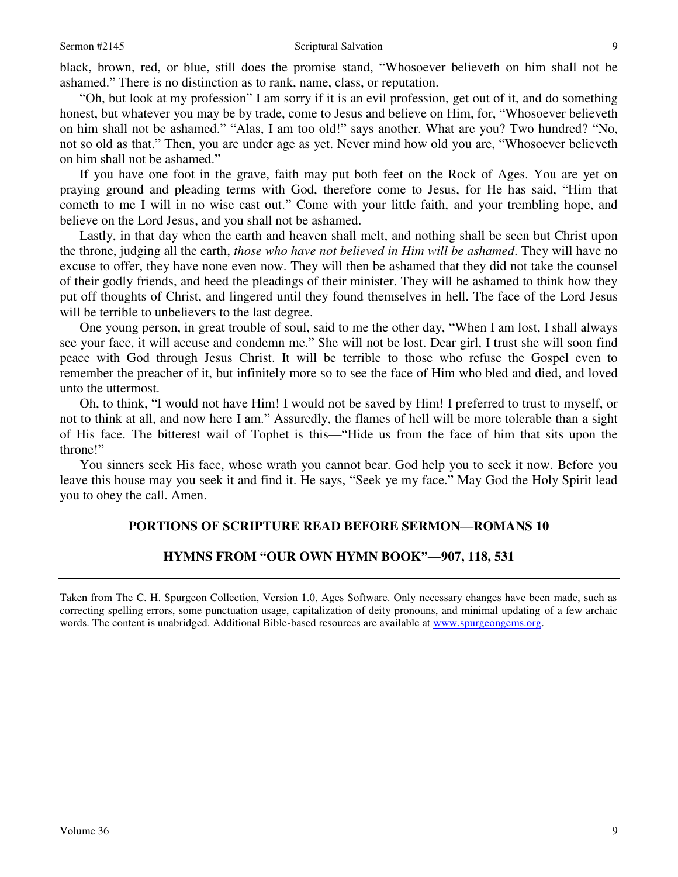black, brown, red, or blue, still does the promise stand, "Whosoever believeth on him shall not be ashamed." There is no distinction as to rank, name, class, or reputation.

"Oh, but look at my profession" I am sorry if it is an evil profession, get out of it, and do something honest, but whatever you may be by trade, come to Jesus and believe on Him, for, "Whosoever believeth on him shall not be ashamed." "Alas, I am too old!" says another. What are you? Two hundred? "No, not so old as that." Then, you are under age as yet. Never mind how old you are, "Whosoever believeth on him shall not be ashamed."

If you have one foot in the grave, faith may put both feet on the Rock of Ages. You are yet on praying ground and pleading terms with God, therefore come to Jesus, for He has said, "Him that cometh to me I will in no wise cast out." Come with your little faith, and your trembling hope, and believe on the Lord Jesus, and you shall not be ashamed.

Lastly, in that day when the earth and heaven shall melt, and nothing shall be seen but Christ upon the throne, judging all the earth, *those who have not believed in Him will be ashamed*. They will have no excuse to offer, they have none even now. They will then be ashamed that they did not take the counsel of their godly friends, and heed the pleadings of their minister. They will be ashamed to think how they put off thoughts of Christ, and lingered until they found themselves in hell. The face of the Lord Jesus will be terrible to unbelievers to the last degree.

One young person, in great trouble of soul, said to me the other day, "When I am lost, I shall always see your face, it will accuse and condemn me." She will not be lost. Dear girl, I trust she will soon find peace with God through Jesus Christ. It will be terrible to those who refuse the Gospel even to remember the preacher of it, but infinitely more so to see the face of Him who bled and died, and loved unto the uttermost.

Oh, to think, "I would not have Him! I would not be saved by Him! I preferred to trust to myself, or not to think at all, and now here I am." Assuredly, the flames of hell will be more tolerable than a sight of His face. The bitterest wail of Tophet is this—"Hide us from the face of him that sits upon the throne!"

You sinners seek His face, whose wrath you cannot bear. God help you to seek it now. Before you leave this house may you seek it and find it. He says, "Seek ye my face." May God the Holy Spirit lead you to obey the call. Amen.

**PORTIONS OF SCRIPTURE READ BEFORE SERMON—ROMANS 10**

**HYMNS FROM "OUR OWN HYMN BOOK"—907, 118, 531**

---

Taken from The C. H. Spurgeon Collection, Version 1.0, Ages Software. Only necessary changes have been made, such as correcting spelling errors, some punctuation usage, capitalization of deity pronouns, and minimal updating of a few archaic words. The content is unabridged. Additional Bible-based resources are available at www.spurgeongems.org.